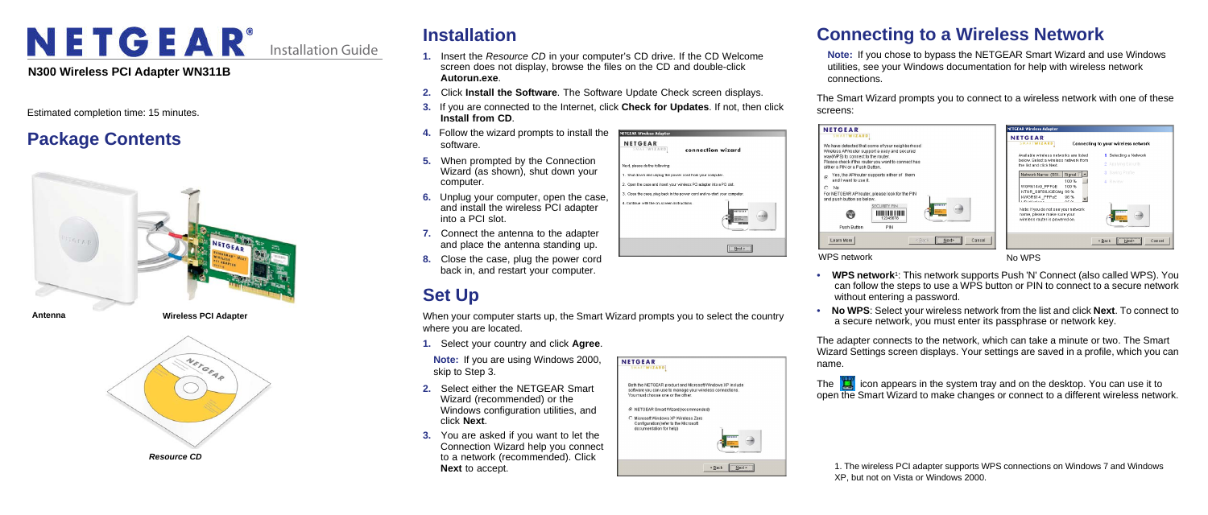# NETGEAR® Installation Guide

**N300 Wireless PCI Adapter WN311B**

Estimated completion time: 15 minutes.

## Package Contents

**Antenna**

**Wireless PCI Adapter**

***Resource CD***

## Installation

1. Insert the *Resource CD* in your computer's CD drive. If the CD Welcome screen does not display, browse the files on the CD and double-click **Autorun.exe**.
2. Click **Install the Software**. The Software Update Check screen displays.
3. If you are connected to the Internet, click **Check for Updates**. If not, then click **Install from CD**.
4. Follow the wizard prompts to install the software.
5. When prompted by the Connection Wizard (as shown), shut down your computer.
6. Unplug your computer, open the case, and install the wireless PCI adapter into a PCI slot.
7. Connect the antenna to the adapter and place the antenna standing up.
8. Close the case, plug the power cord back in, and restart your computer.

## Set Up

When your computer starts up, the Smart Wizard prompts you to select the country where you are located.

1. Select your country and click **Agree**.

   **Note:** If you are using Windows 2000, skip to Step 3.

2. Select either the NETGEAR Smart Wizard (recommended) or the Windows configuration utilities, and click **Next**.
3. You are asked if you want to let the Connection Wizard help you connect to a network (recommended). Click **Next** to accept.

## Connecting to a Wireless Network

**Note:** If you chose to bypass the NETGEAR Smart Wizard and use Windows utilities, see your Windows documentation for help with wireless network connections.

The Smart Wizard prompts you to connect to a wireless network with one of these screens:

WPS network

No WPS

- **WPS network**[1]: This network supports Push 'N' Connect (also called WPS). You can follow the steps to use a WPS button or PIN to connect to a secure network without entering a password.
- **No WPS**: Select your wireless network from the list and click **Next**. To connect to a secure network, you must enter its passphrase or network key.

The adapter connects to the network, which can take a minute or two. The Smart Wizard Settings screen displays. Your settings are saved in a profile, which you can name.

The icon appears in the system tray and on the desktop. You can use it to open the Smart Wizard to make changes or connect to a different wireless network.

1. The wireless PCI adapter supports WPS connections on Windows 7 and Windows XP, but not on Vista or Windows 2000.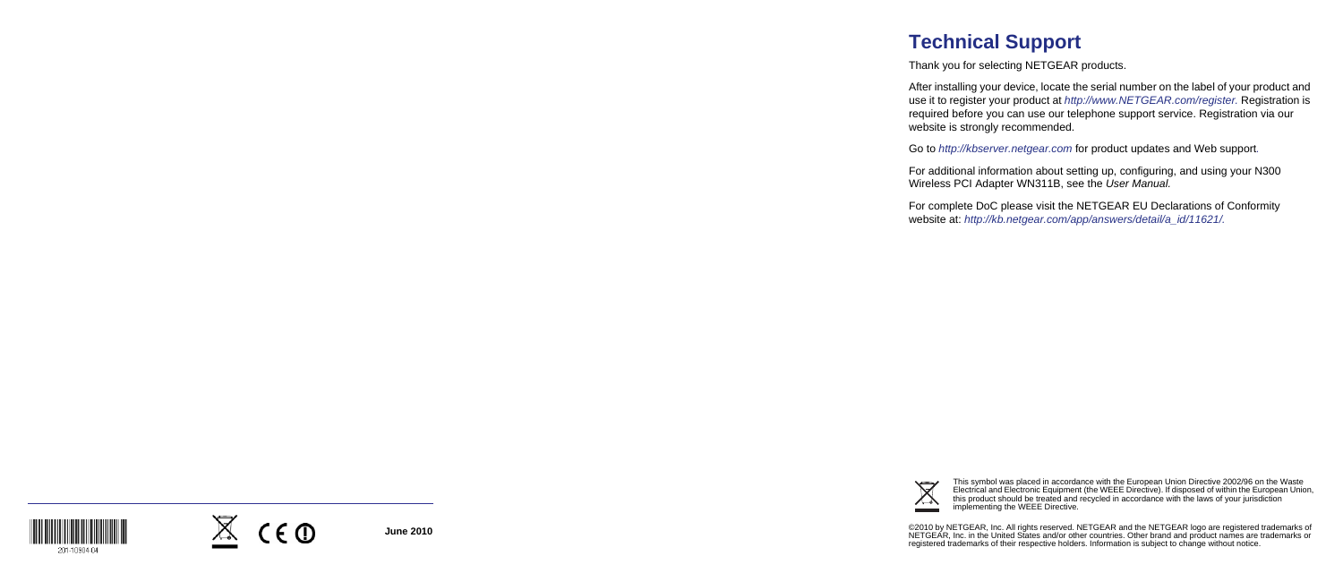# Technical Support

Thank you for selecting NETGEAR products.

After installing your device, locate the serial number on the label of your product and use it to register your product at *http://www.NETGEAR.com/register.* Registration is required before you can use our telephone support service. Registration via our website is strongly recommended.

Go to *http://kbserver.netgear.com* for product updates and Web support.

For additional information about setting up, configuring, and using your N300 Wireless PCI Adapter WN311B, see the *User Manual.*

For complete DoC please visit the NETGEAR EU Declarations of Conformity website at: *http://kb.netgear.com/app/answers/detail/a_id/11621/.*

This symbol was placed in accordance with the European Union Directive 2002/96 on the Waste Electrical and Electronic Equipment (the WEEE Directive). If disposed of within the European Union, this product should be treated and recycled in accordance with the laws of your jurisdiction implementing the WEEE Directive.

©2010 by NETGEAR, Inc. All rights reserved. NETGEAR and the NETGEAR logo are registered trademarks of NETGEAR, Inc. in the United States and/or other countries. Other brand and product names are trademarks or registered trademarks of their respective holders. Information is subject to change without notice.

201-10984-04

**June 2010**